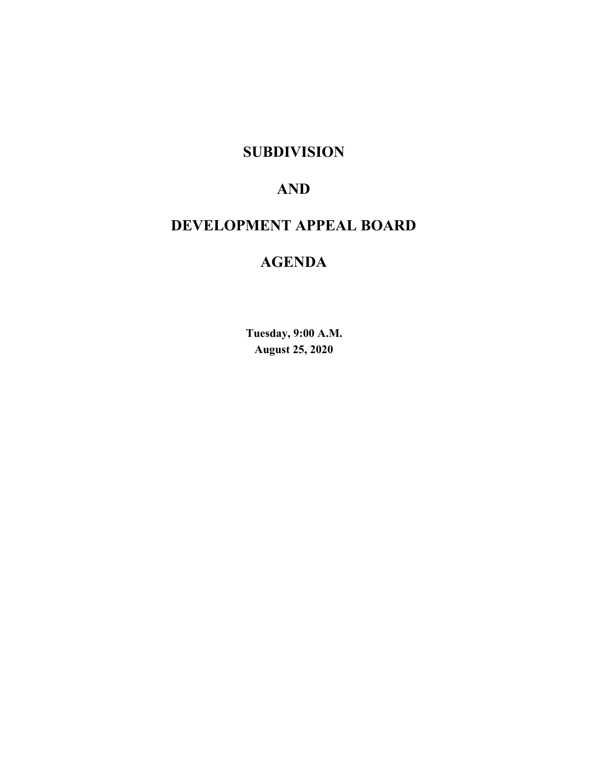# SUBDIVISION

# AND

# DEVELOPMENT APPEAL BOARD

# AGENDA

**Tuesday, 9:00 A.M.**
**August 25, 2020**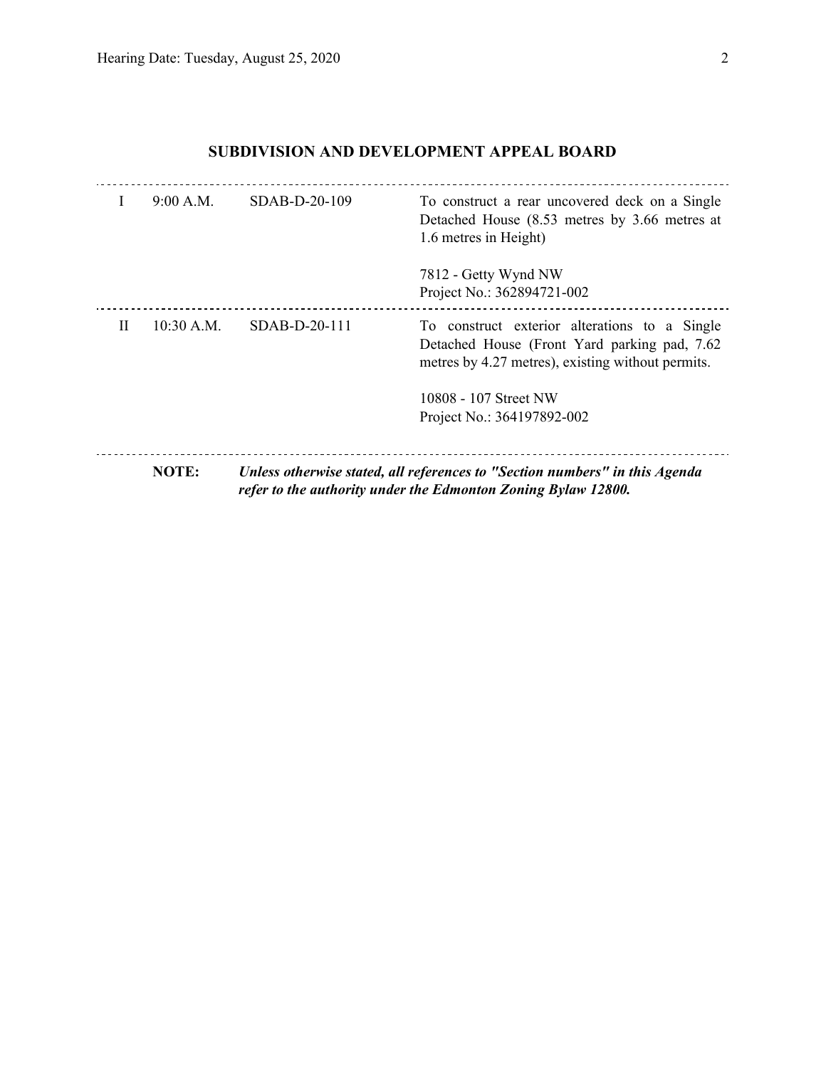## SUBDIVISION AND DEVELOPMENT APPEAL BOARD

| | | | |
|---|---|---|---|
| I | 9:00 A.M. | SDAB-D-20-109 | To construct a rear uncovered deck on a Single Detached House (8.53 metres by 3.66 metres at 1.6 metres in Height)<br><br>7812 - Getty Wynd NW<br>Project No.: 362894721-002 |
| II | 10:30 A.M. | SDAB-D-20-111 | To construct exterior alterations to a Single Detached House (Front Yard parking pad, 7.62 metres by 4.27 metres), existing without permits.<br><br>10808 - 107 Street NW<br>Project No.: 364197892-002 |

**NOTE:** ***Unless otherwise stated, all references to "Section numbers" in this Agenda refer to the authority under the Edmonton Zoning Bylaw 12800.***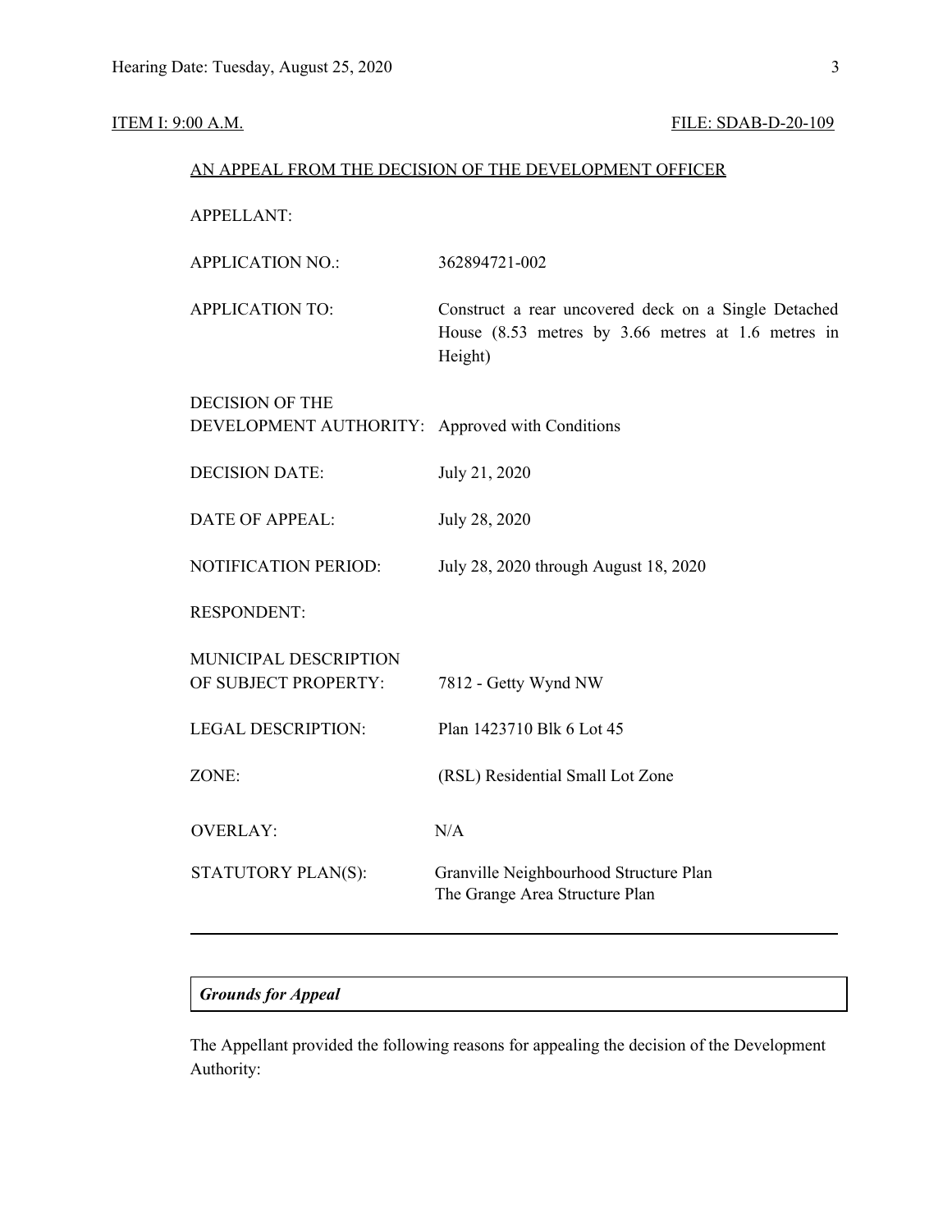ITEM I: 9:00 A.M. FILE: SDAB-D-20-109

AN APPEAL FROM THE DECISION OF THE DEVELOPMENT OFFICER

| | |
|---|---|
| APPELLANT: | |
| APPLICATION NO.: | 362894721-002 |
| APPLICATION TO: | Construct a rear uncovered deck on a Single Detached House (8.53 metres by 3.66 metres at 1.6 metres in Height) |
| DECISION OF THE DEVELOPMENT AUTHORITY: | Approved with Conditions |
| DECISION DATE: | July 21, 2020 |
| DATE OF APPEAL: | July 28, 2020 |
| NOTIFICATION PERIOD: | July 28, 2020 through August 18, 2020 |
| RESPONDENT: | |
| MUNICIPAL DESCRIPTION OF SUBJECT PROPERTY: | 7812 - Getty Wynd NW |
| LEGAL DESCRIPTION: | Plan 1423710 Blk 6 Lot 45 |
| ZONE: | (RSL) Residential Small Lot Zone |
| OVERLAY: | N/A |
| STATUTORY PLAN(S): | Granville Neighbourhood Structure Plan<br>The Grange Area Structure Plan |

---

***Grounds for Appeal***

The Appellant provided the following reasons for appealing the decision of the Development Authority: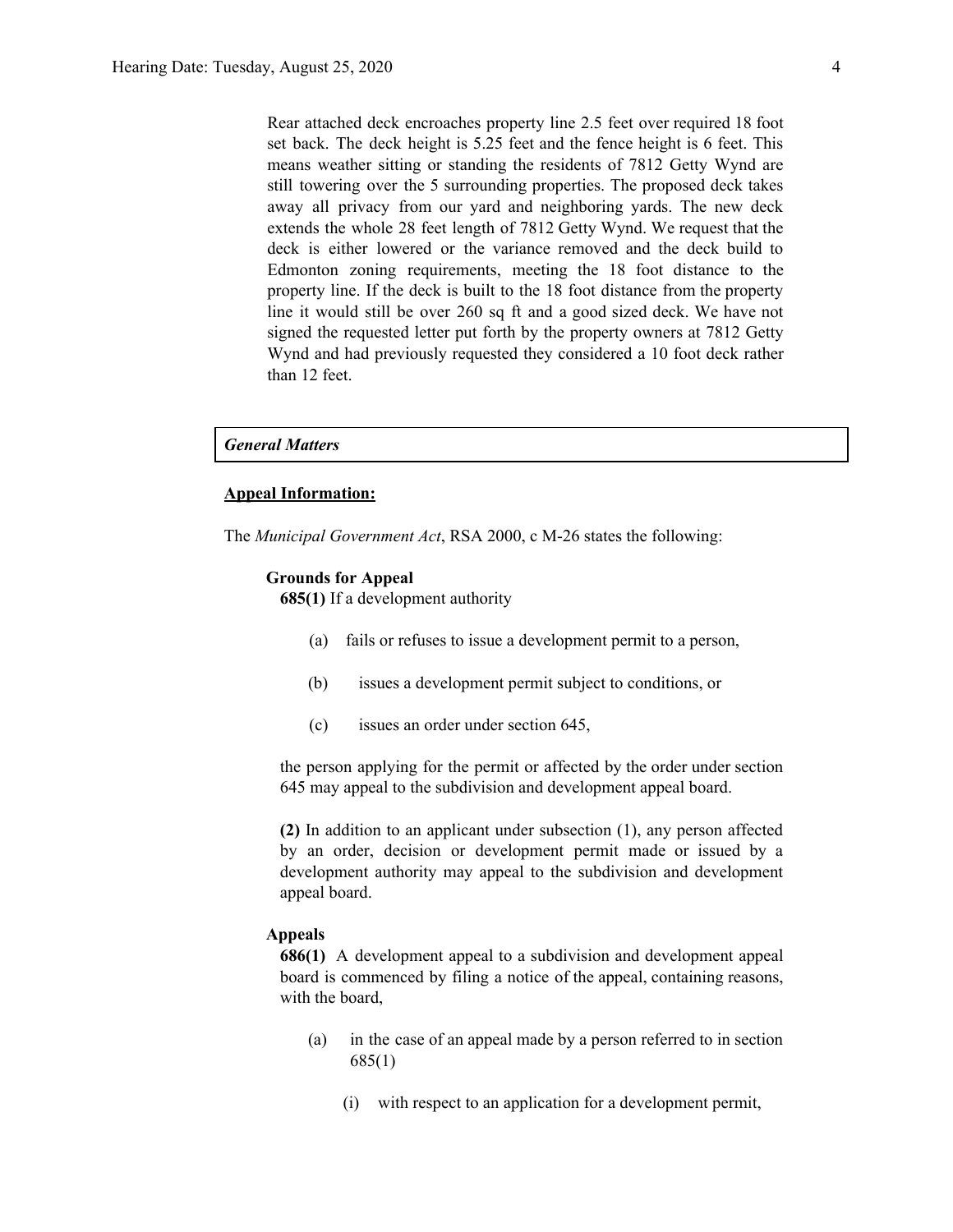Rear attached deck encroaches property line 2.5 feet over required 18 foot set back. The deck height is 5.25 feet and the fence height is 6 feet. This means weather sitting or standing the residents of 7812 Getty Wynd are still towering over the 5 surrounding properties. The proposed deck takes away all privacy from our yard and neighboring yards. The new deck extends the whole 28 feet length of 7812 Getty Wynd. We request that the deck is either lowered or the variance removed and the deck build to Edmonton zoning requirements, meeting the 18 foot distance to the property line. If the deck is built to the 18 foot distance from the property line it would still be over 260 sq ft and a good sized deck. We have not signed the requested letter put forth by the property owners at 7812 Getty Wynd and had previously requested they considered a 10 foot deck rather than 12 feet.

## *General Matters*

**Appeal Information:**

The *Municipal Government Act*, RSA 2000, c M-26 states the following:

**Grounds for Appeal**

**685(1)** If a development authority

(a) fails or refuses to issue a development permit to a person,

(b) issues a development permit subject to conditions, or

(c) issues an order under section 645,

the person applying for the permit or affected by the order under section 645 may appeal to the subdivision and development appeal board.

**(2)** In addition to an applicant under subsection (1), any person affected by an order, decision or development permit made or issued by a development authority may appeal to the subdivision and development appeal board.

**Appeals**

**686(1)** A development appeal to a subdivision and development appeal board is commenced by filing a notice of the appeal, containing reasons, with the board,

(a) in the case of an appeal made by a person referred to in section 685(1)

(i) with respect to an application for a development permit,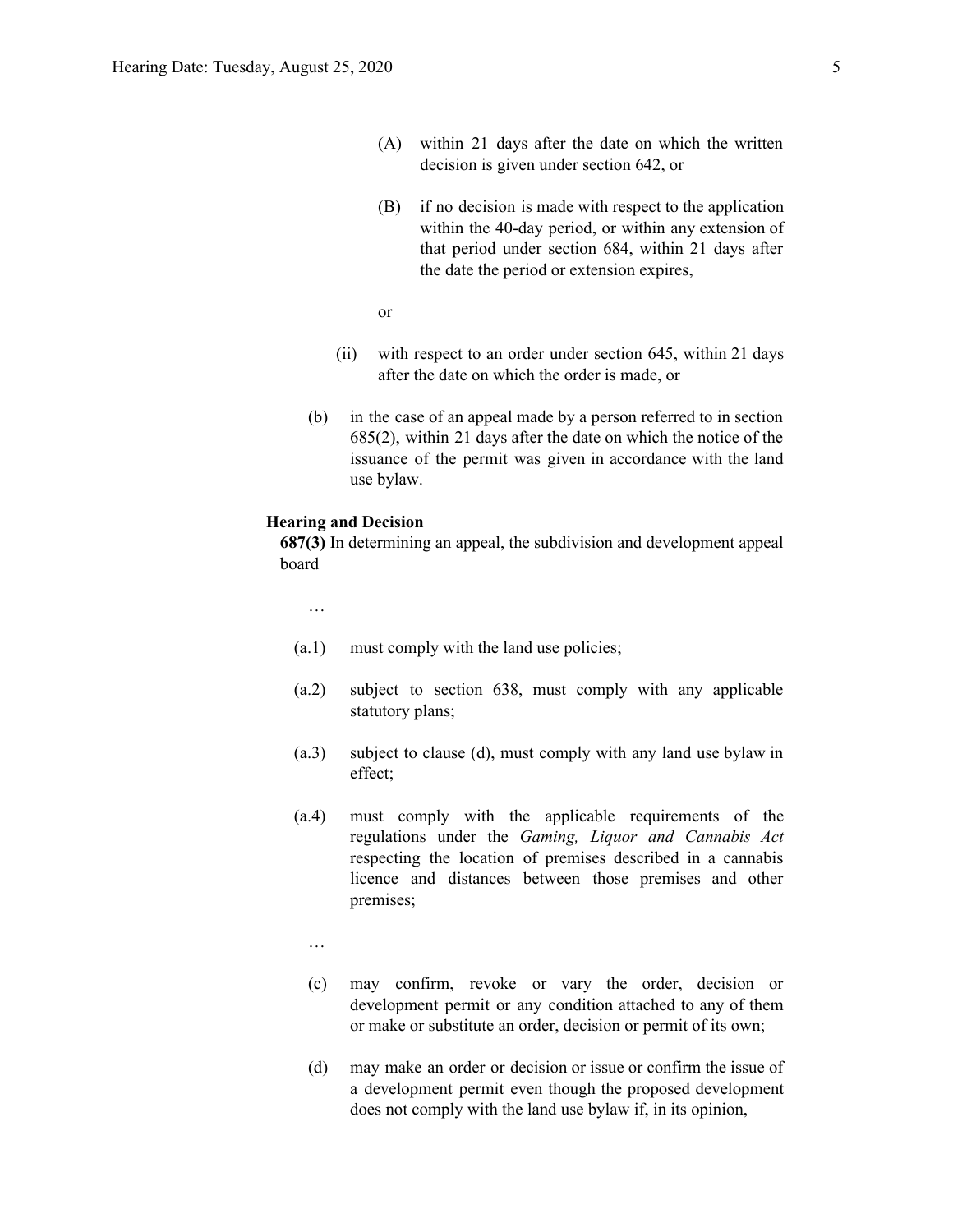(A) within 21 days after the date on which the written decision is given under section 642, or

(B) if no decision is made with respect to the application within the 40-day period, or within any extension of that period under section 684, within 21 days after the date the period or extension expires,

or

(ii) with respect to an order under section 645, within 21 days after the date on which the order is made, or

(b) in the case of an appeal made by a person referred to in section 685(2), within 21 days after the date on which the notice of the issuance of the permit was given in accordance with the land use bylaw.

**Hearing and Decision**

**687(3)** In determining an appeal, the subdivision and development appeal board

…

(a.1) must comply with the land use policies;

(a.2) subject to section 638, must comply with any applicable statutory plans;

(a.3) subject to clause (d), must comply with any land use bylaw in effect;

(a.4) must comply with the applicable requirements of the regulations under the *Gaming, Liquor and Cannabis Act* respecting the location of premises described in a cannabis licence and distances between those premises and other premises;

…

(c) may confirm, revoke or vary the order, decision or development permit or any condition attached to any of them or make or substitute an order, decision or permit of its own;

(d) may make an order or decision or issue or confirm the issue of a development permit even though the proposed development does not comply with the land use bylaw if, in its opinion,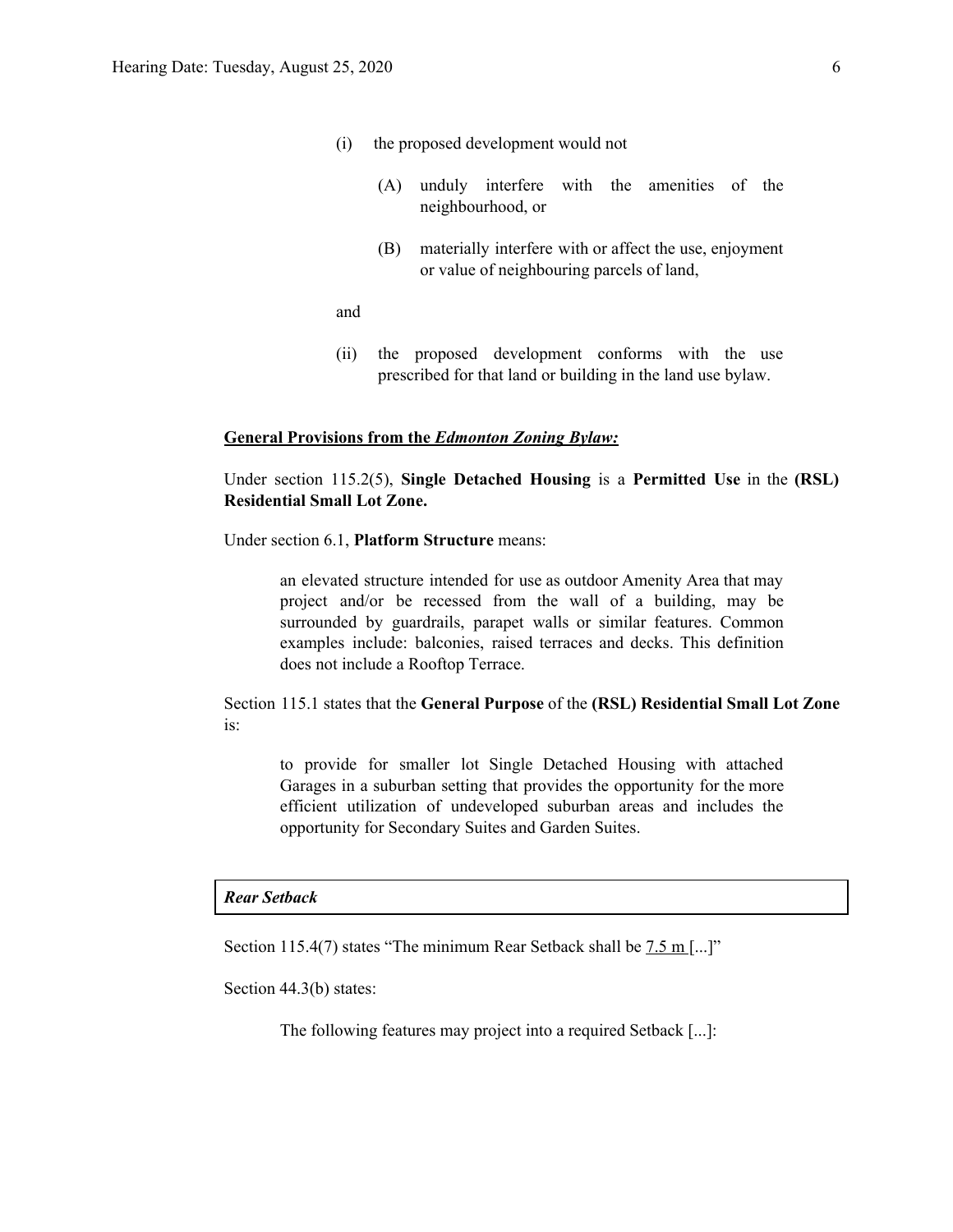(i) the proposed development would not

(A) unduly interfere with the amenities of the neighbourhood, or

(B) materially interfere with or affect the use, enjoyment or value of neighbouring parcels of land,

and

(ii) the proposed development conforms with the use prescribed for that land or building in the land use bylaw.

**General Provisions from the *Edmonton Zoning Bylaw:***

Under section 115.2(5), **Single Detached Housing** is a **Permitted Use** in the **(RSL) Residential Small Lot Zone.**

Under section 6.1, **Platform Structure** means:

> an elevated structure intended for use as outdoor Amenity Area that may project and/or be recessed from the wall of a building, may be surrounded by guardrails, parapet walls or similar features. Common examples include: balconies, raised terraces and decks. This definition does not include a Rooftop Terrace.

Section 115.1 states that the **General Purpose** of the **(RSL) Residential Small Lot Zone** is:

> to provide for smaller lot Single Detached Housing with attached Garages in a suburban setting that provides the opportunity for the more efficient utilization of undeveloped suburban areas and includes the opportunity for Secondary Suites and Garden Suites.

***Rear Setback***

Section 115.4(7) states "The minimum Rear Setback shall be 7.5 m [...]"

Section 44.3(b) states:

> The following features may project into a required Setback [...]: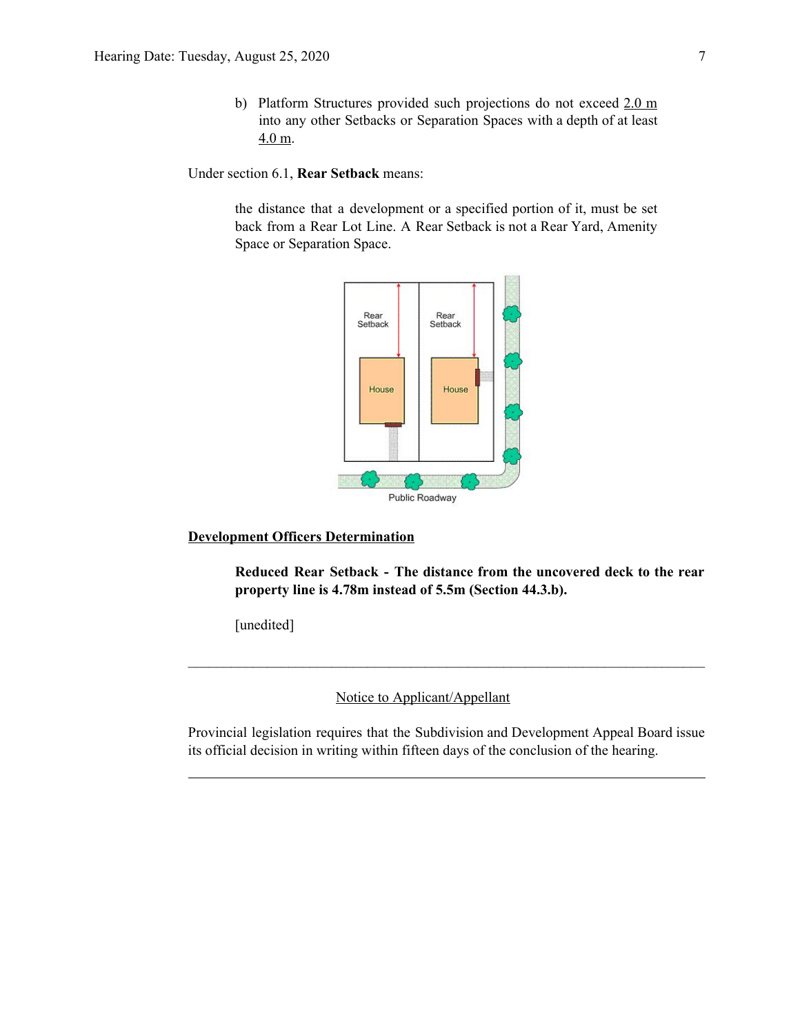b) Platform Structures provided such projections do not exceed 2.0 m into any other Setbacks or Separation Spaces with a depth of at least 4.0 m.

Under section 6.1, **Rear Setback** means:

> the distance that a development or a specified portion of it, must be set back from a Rear Lot Line. A Rear Setback is not a Rear Yard, Amenity Space or Separation Space.

**Development Officers Determination**

> **Reduced Rear Setback - The distance from the uncovered deck to the rear property line is 4.78m instead of 5.5m (Section 44.3.b).**
>
> [unedited]

---

Notice to Applicant/Appellant

Provincial legislation requires that the Subdivision and Development Appeal Board issue its official decision in writing within fifteen days of the conclusion of the hearing.

---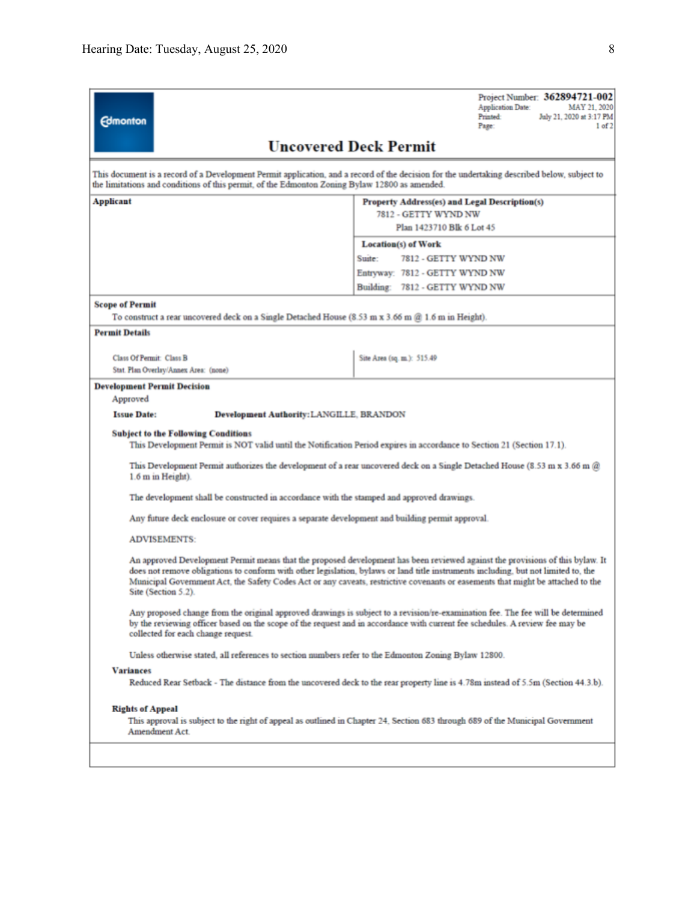**Edmonton**

Project Number: **362894721-002**
Application Date: MAY 21, 2020
Printed: July 21, 2020 at 3:17 PM
Page: 1 of 2

# Uncovered Deck Permit

This document is a record of a Development Permit application, and a record of the decision for the undertaking described below, subject to the limitations and conditions of this permit, of the Edmonton Zoning Bylaw 12800 as amended.

| **Applicant** | **Property Address(es) and Legal Description(s)** |
|---|---|
| | 7812 - GETTY WYND NW<br>Plan 1423710 Blk 6 Lot 45 |
| | **Location(s) of Work** |
| | Suite: 7812 - GETTY WYND NW<br>Entryway: 7812 - GETTY WYND NW<br>Building: 7812 - GETTY WYND NW |

**Scope of Permit**

To construct a rear uncovered deck on a Single Detached House (8.53 m x 3.66 m @ 1.6 m in Height).

**Permit Details**

| | |
|---|---|
| Class Of Permit: Class B<br>Stat. Plan Overlay/Annex Area: (none) | Site Area (sq. m.): 515.49 |

**Development Permit Decision**

Approved

**Issue Date:** **Development Authority:** LANGILLE, BRANDON

**Subject to the Following Conditions**

This Development Permit is NOT valid until the Notification Period expires in accordance to Section 21 (Section 17.1).

This Development Permit authorizes the development of a rear uncovered deck on a Single Detached House (8.53 m x 3.66 m @ 1.6 m in Height).

The development shall be constructed in accordance with the stamped and approved drawings.

Any future deck enclosure or cover requires a separate development and building permit approval.

ADVISEMENTS:

An approved Development Permit means that the proposed development has been reviewed against the provisions of this bylaw. It does not remove obligations to conform with other legislation, bylaws or land title instruments including, but not limited to, the Municipal Government Act, the Safety Codes Act or any caveats, restrictive covenants or easements that might be attached to the Site (Section 5.2).

Any proposed change from the original approved drawings is subject to a revision/re-examination fee. The fee will be determined by the reviewing officer based on the scope of the request and in accordance with current fee schedules. A review fee may be collected for each change request.

Unless otherwise stated, all references to section numbers refer to the Edmonton Zoning Bylaw 12800.

**Variances**

Reduced Rear Setback - The distance from the uncovered deck to the rear property line is 4.78m instead of 5.5m (Section 44.3.b).

**Rights of Appeal**

This approval is subject to the right of appeal as outlined in Chapter 24, Section 683 through 689 of the Municipal Government Amendment Act.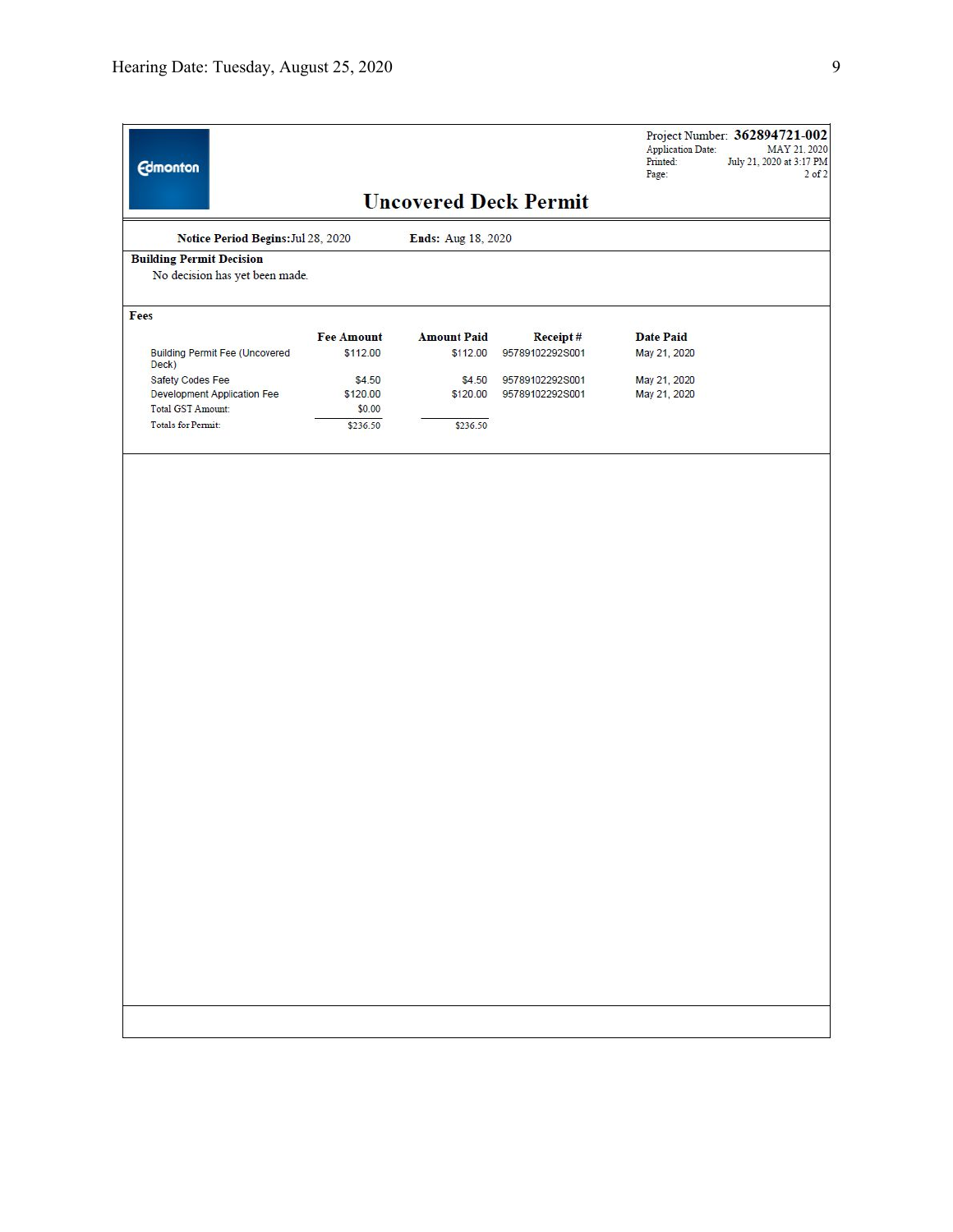Edmonton

Project Number: **362894721-002**
Application Date: MAY 21, 2020
Printed: July 21, 2020 at 3:17 PM
Page: 2 of 2

# Uncovered Deck Permit

**Notice Period Begins:** Jul 28, 2020 **Ends:** Aug 18, 2020

**Building Permit Decision**

No decision has yet been made.

**Fees**

| | Fee Amount | Amount Paid | Receipt # | Date Paid |
|---|---|---|---|---|
| Building Permit Fee (Uncovered Deck) | $112.00 | $112.00 | 95789102292S001 | May 21, 2020 |
| Safety Codes Fee | $4.50 | $4.50 | 95789102292S001 | May 21, 2020 |
| Development Application Fee | $120.00 | $120.00 | 95789102292S001 | May 21, 2020 |
| Total GST Amount: | $0.00 | | | |
| Totals for Permit: | $236.50 | $236.50 | | |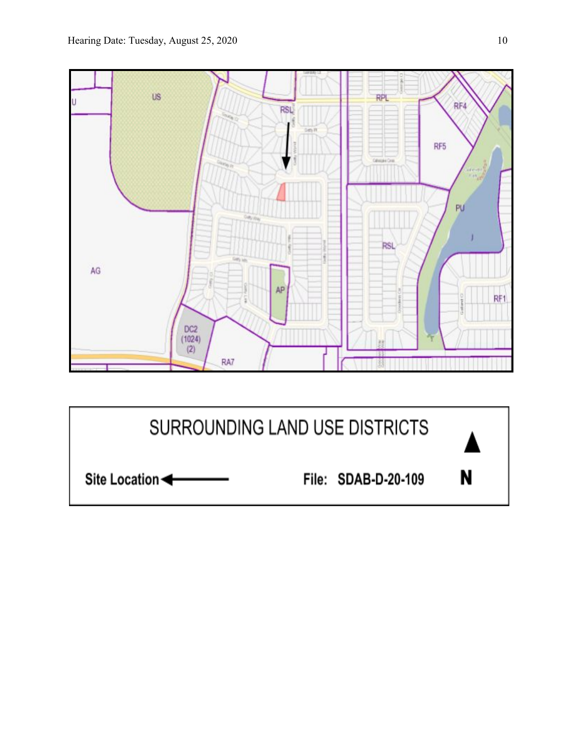SURROUNDING LAND USE DISTRICTS

Site Location ←

File: SDAB-D-20-109

N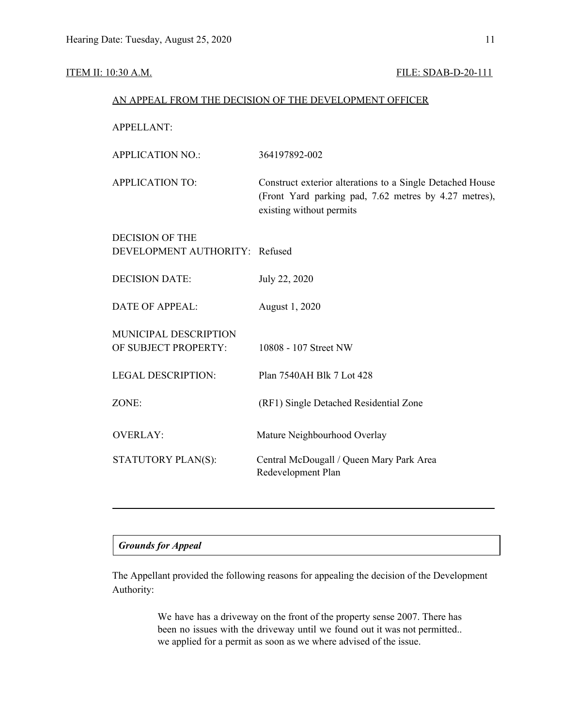ITEM II: 10:30 A.M. FILE: SDAB-D-20-111

AN APPEAL FROM THE DECISION OF THE DEVELOPMENT OFFICER

| | |
|---|---|
| APPELLANT: | |
| APPLICATION NO.: | 364197892-002 |
| APPLICATION TO: | Construct exterior alterations to a Single Detached House (Front Yard parking pad, 7.62 metres by 4.27 metres), existing without permits |
| DECISION OF THE DEVELOPMENT AUTHORITY: | Refused |
| DECISION DATE: | July 22, 2020 |
| DATE OF APPEAL: | August 1, 2020 |
| MUNICIPAL DESCRIPTION OF SUBJECT PROPERTY: | 10808 - 107 Street NW |
| LEGAL DESCRIPTION: | Plan 7540AH Blk 7 Lot 428 |
| ZONE: | (RF1) Single Detached Residential Zone |
| OVERLAY: | Mature Neighbourhood Overlay |
| STATUTORY PLAN(S): | Central McDougall / Queen Mary Park Area Redevelopment Plan |

---

***Grounds for Appeal***

The Appellant provided the following reasons for appealing the decision of the Development Authority:

> We have has a driveway on the front of the property sense 2007. There has been no issues with the driveway until we found out it was not permitted.. we applied for a permit as soon as we where advised of the issue.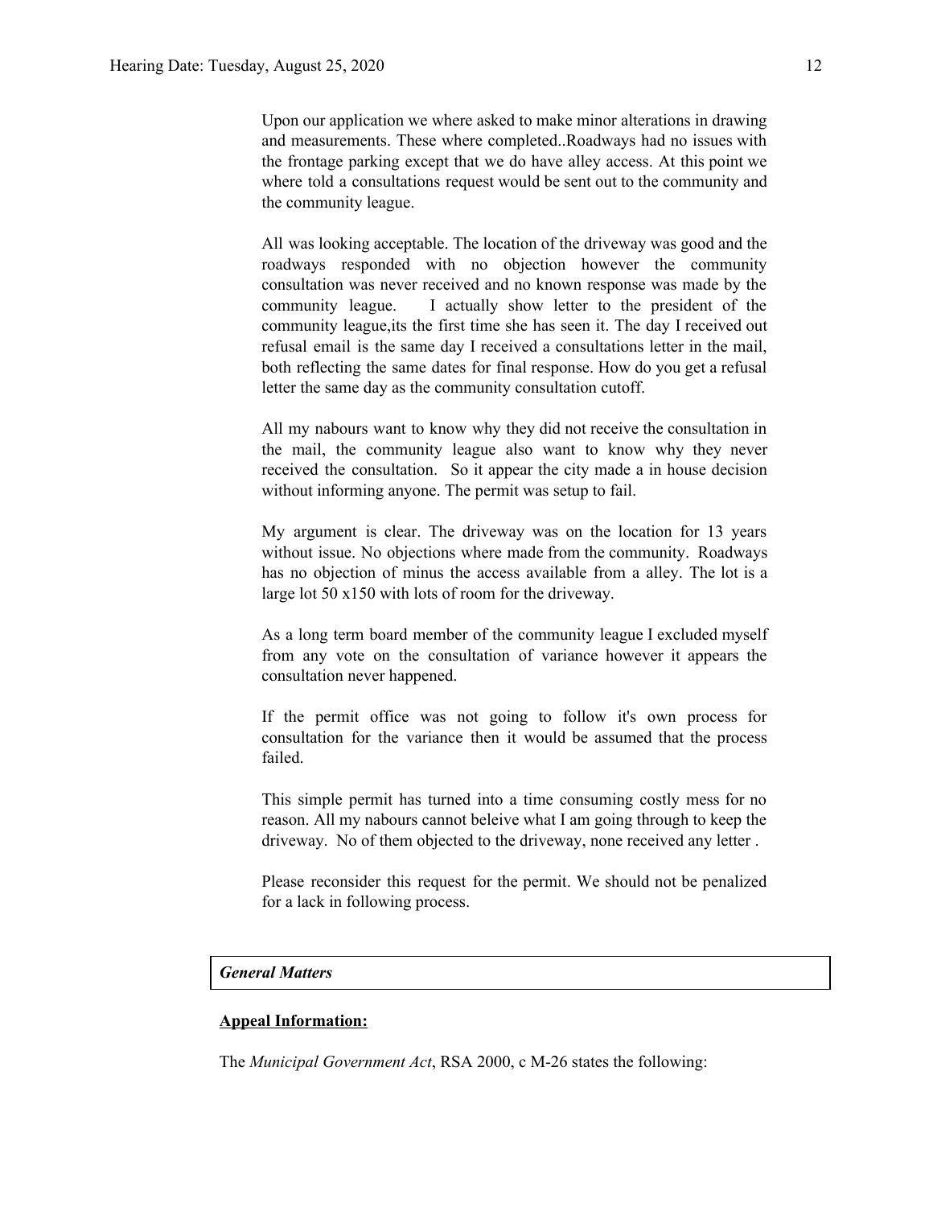Upon our application we where asked to make minor alterations in drawing and measurements. These where completed..Roadways had no issues with the frontage parking except that we do have alley access. At this point we where told a consultations request would be sent out to the community and the community league.

All was looking acceptable. The location of the driveway was good and the roadways responded with no objection however the community consultation was never received and no known response was made by the community league. I actually show letter to the president of the community league,its the first time she has seen it. The day I received out refusal email is the same day I received a consultations letter in the mail, both reflecting the same dates for final response. How do you get a refusal letter the same day as the community consultation cutoff.

All my nabours want to know why they did not receive the consultation in the mail, the community league also want to know why they never received the consultation. So it appear the city made a in house decision without informing anyone. The permit was setup to fail.

My argument is clear. The driveway was on the location for 13 years without issue. No objections where made from the community. Roadways has no objection of minus the access available from a alley. The lot is a large lot 50 x150 with lots of room for the driveway.

As a long term board member of the community league I excluded myself from any vote on the consultation of variance however it appears the consultation never happened.

If the permit office was not going to follow it's own process for consultation for the variance then it would be assumed that the process failed.

This simple permit has turned into a time consuming costly mess for no reason. All my nabours cannot beleive what I am going through to keep the driveway. No of them objected to the driveway, none received any letter .

Please reconsider this request for the permit. We should not be penalized for a lack in following process.

***General Matters***

**Appeal Information:**

The *Municipal Government Act*, RSA 2000, c M-26 states the following: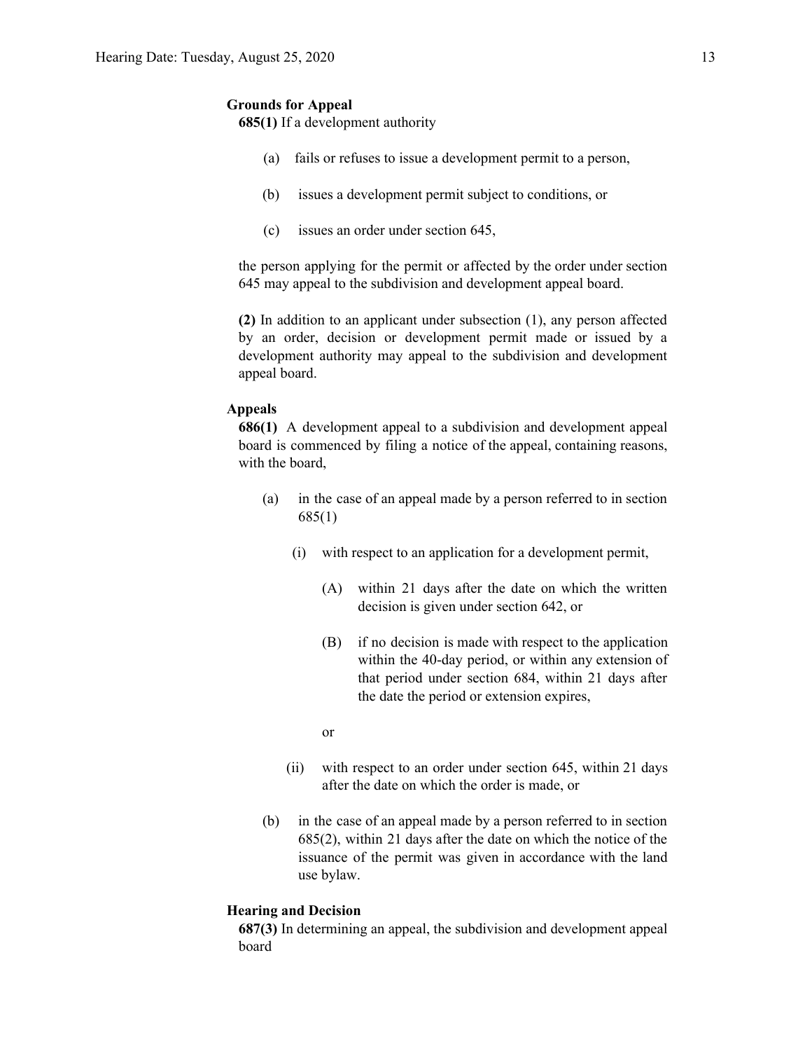**Grounds for Appeal**

**685(1)** If a development authority

(a) fails or refuses to issue a development permit to a person,

(b) issues a development permit subject to conditions, or

(c) issues an order under section 645,

the person applying for the permit or affected by the order under section 645 may appeal to the subdivision and development appeal board.

**(2)** In addition to an applicant under subsection (1), any person affected by an order, decision or development permit made or issued by a development authority may appeal to the subdivision and development appeal board.

**Appeals**

**686(1)** A development appeal to a subdivision and development appeal board is commenced by filing a notice of the appeal, containing reasons, with the board,

(a) in the case of an appeal made by a person referred to in section 685(1)

(i) with respect to an application for a development permit,

(A) within 21 days after the date on which the written decision is given under section 642, or

(B) if no decision is made with respect to the application within the 40-day period, or within any extension of that period under section 684, within 21 days after the date the period or extension expires,

or

(ii) with respect to an order under section 645, within 21 days after the date on which the order is made, or

(b) in the case of an appeal made by a person referred to in section 685(2), within 21 days after the date on which the notice of the issuance of the permit was given in accordance with the land use bylaw.

**Hearing and Decision**

**687(3)** In determining an appeal, the subdivision and development appeal board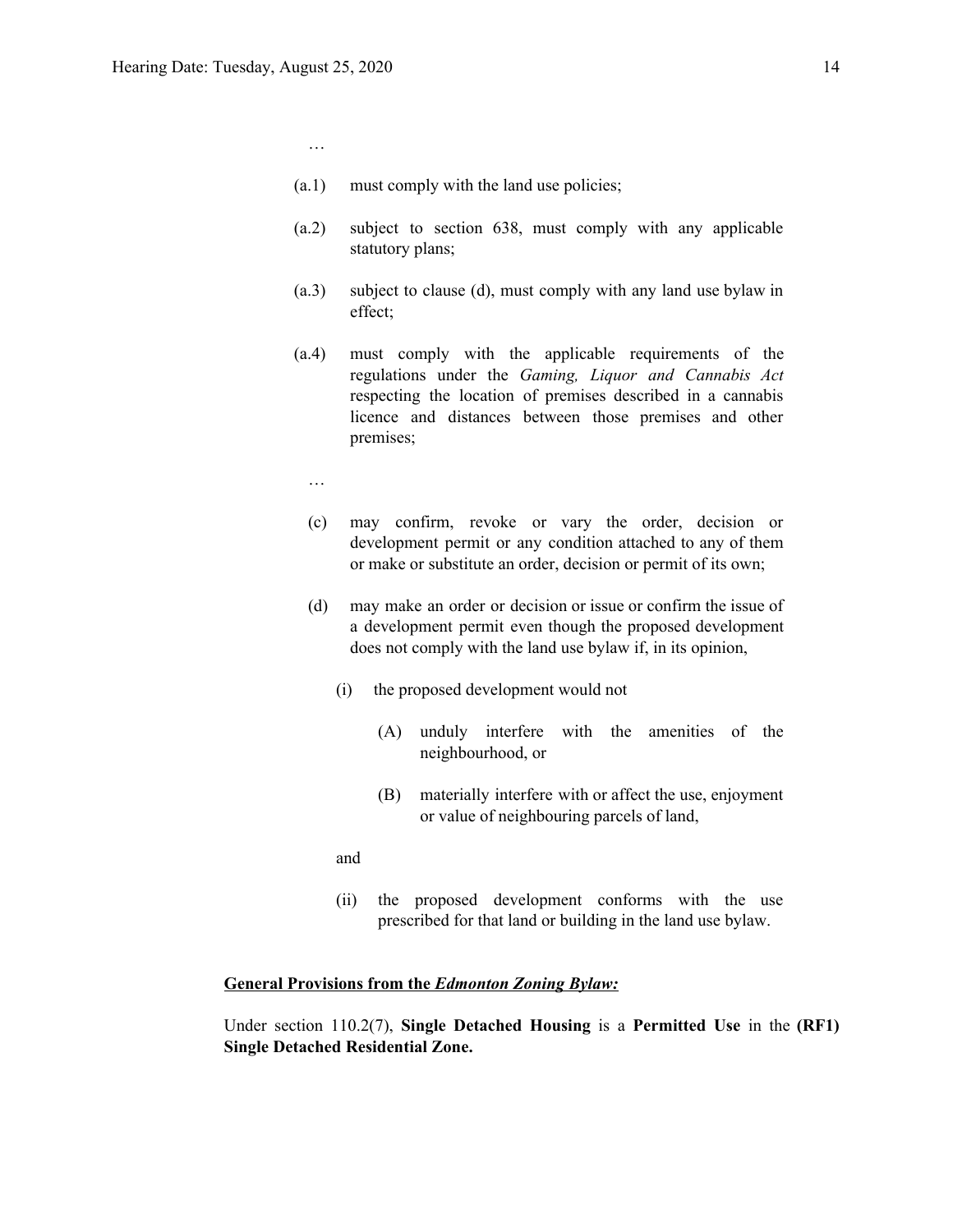…

(a.1) must comply with the land use policies;

(a.2) subject to section 638, must comply with any applicable statutory plans;

(a.3) subject to clause (d), must comply with any land use bylaw in effect;

(a.4) must comply with the applicable requirements of the regulations under the *Gaming, Liquor and Cannabis Act* respecting the location of premises described in a cannabis licence and distances between those premises and other premises;

…

(c) may confirm, revoke or vary the order, decision or development permit or any condition attached to any of them or make or substitute an order, decision or permit of its own;

(d) may make an order or decision or issue or confirm the issue of a development permit even though the proposed development does not comply with the land use bylaw if, in its opinion,

(i) the proposed development would not

(A) unduly interfere with the amenities of the neighbourhood, or

(B) materially interfere with or affect the use, enjoyment or value of neighbouring parcels of land,

and

(ii) the proposed development conforms with the use prescribed for that land or building in the land use bylaw.

**General Provisions from the *Edmonton Zoning Bylaw:***

Under section 110.2(7), **Single Detached Housing** is a **Permitted Use** in the **(RF1) Single Detached Residential Zone.**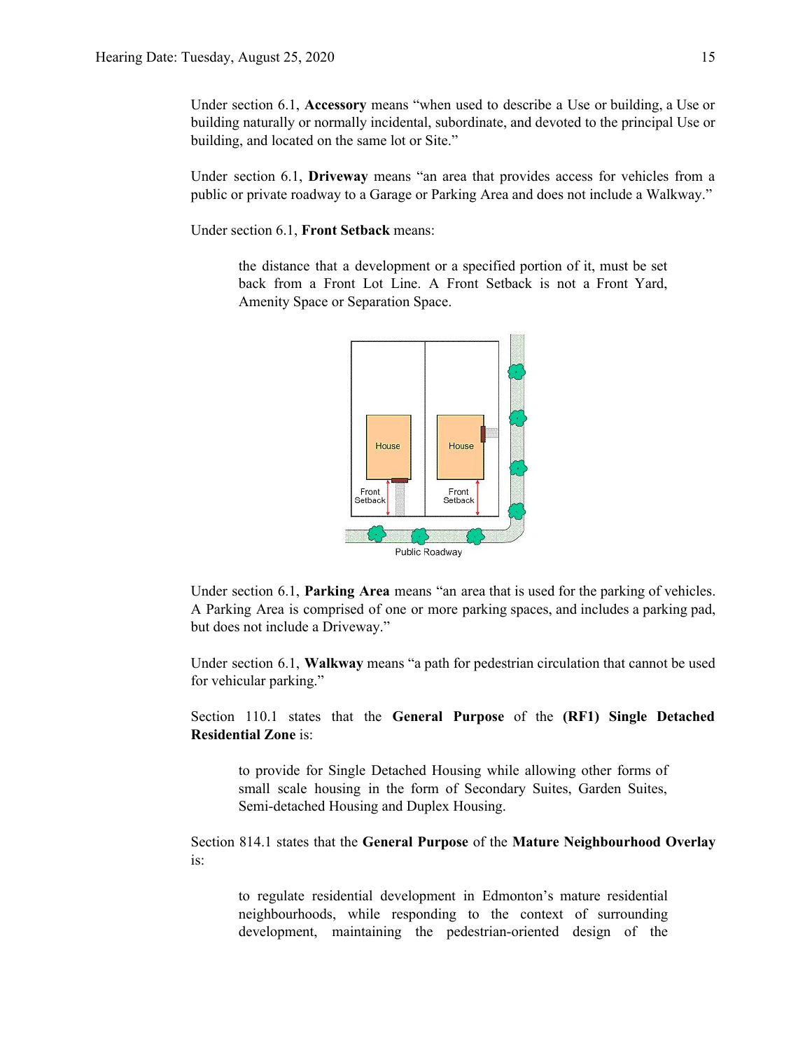Under section 6.1, **Accessory** means "when used to describe a Use or building, a Use or building naturally or normally incidental, subordinate, and devoted to the principal Use or building, and located on the same lot or Site."

Under section 6.1, **Driveway** means "an area that provides access for vehicles from a public or private roadway to a Garage or Parking Area and does not include a Walkway."

Under section 6.1, **Front Setback** means:

> the distance that a development or a specified portion of it, must be set back from a Front Lot Line. A Front Setback is not a Front Yard, Amenity Space or Separation Space.

Under section 6.1, **Parking Area** means "an area that is used for the parking of vehicles. A Parking Area is comprised of one or more parking spaces, and includes a parking pad, but does not include a Driveway."

Under section 6.1, **Walkway** means "a path for pedestrian circulation that cannot be used for vehicular parking."

Section 110.1 states that the **General Purpose** of the **(RF1) Single Detached Residential Zone** is:

> to provide for Single Detached Housing while allowing other forms of small scale housing in the form of Secondary Suites, Garden Suites, Semi-detached Housing and Duplex Housing.

Section 814.1 states that the **General Purpose** of the **Mature Neighbourhood Overlay** is:

> to regulate residential development in Edmonton's mature residential neighbourhoods, while responding to the context of surrounding development, maintaining the pedestrian-oriented design of the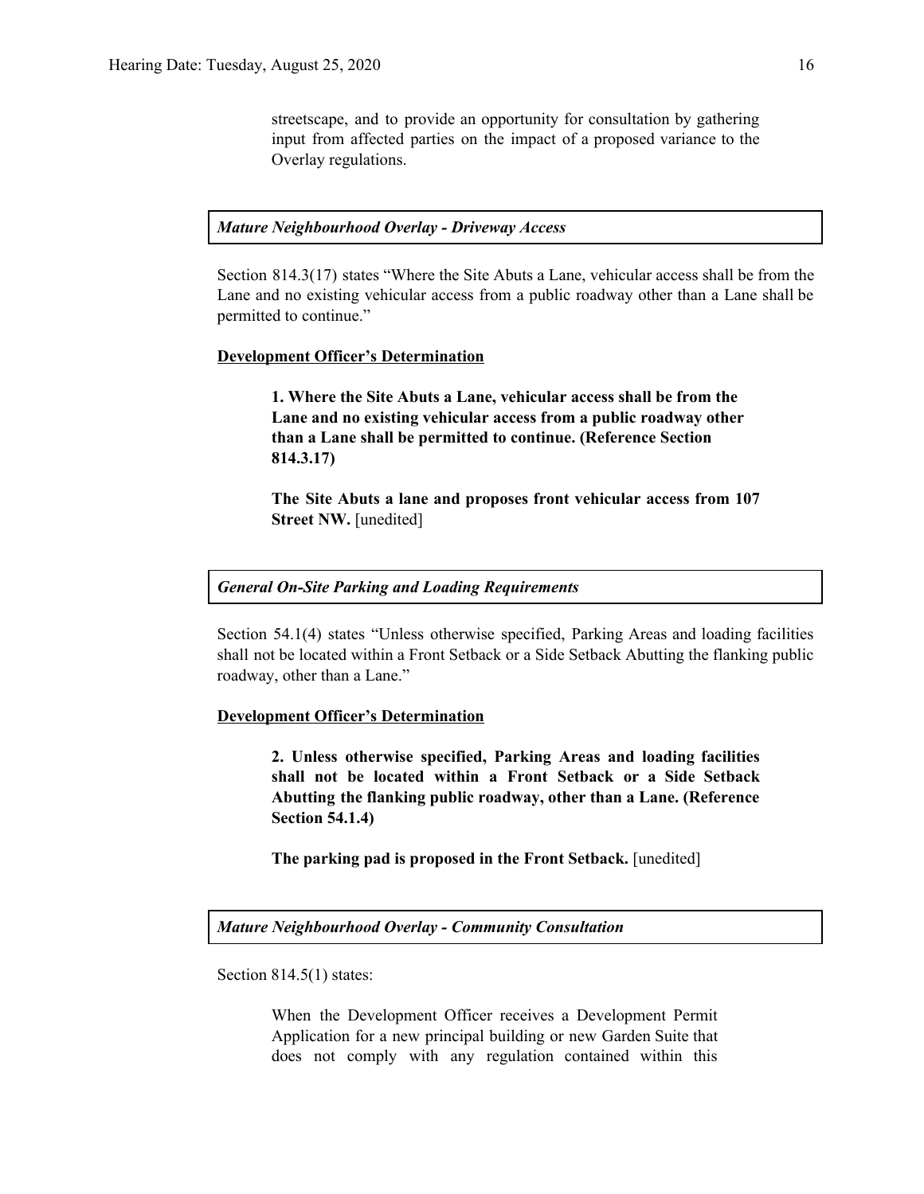streetscape, and to provide an opportunity for consultation by gathering input from affected parties on the impact of a proposed variance to the Overlay regulations.

***Mature Neighbourhood Overlay - Driveway Access***

Section 814.3(17) states "Where the Site Abuts a Lane, vehicular access shall be from the Lane and no existing vehicular access from a public roadway other than a Lane shall be permitted to continue."

**Development Officer's Determination**

> **1. Where the Site Abuts a Lane, vehicular access shall be from the Lane and no existing vehicular access from a public roadway other than a Lane shall be permitted to continue. (Reference Section 814.3.17)**
>
> **The Site Abuts a lane and proposes front vehicular access from 107 Street NW.** [unedited]

***General On-Site Parking and Loading Requirements***

Section 54.1(4) states "Unless otherwise specified, Parking Areas and loading facilities shall not be located within a Front Setback or a Side Setback Abutting the flanking public roadway, other than a Lane."

**Development Officer's Determination**

> **2. Unless otherwise specified, Parking Areas and loading facilities shall not be located within a Front Setback or a Side Setback Abutting the flanking public roadway, other than a Lane. (Reference Section 54.1.4)**
>
> **The parking pad is proposed in the Front Setback.** [unedited]

***Mature Neighbourhood Overlay - Community Consultation***

Section 814.5(1) states:

> When the Development Officer receives a Development Permit Application for a new principal building or new Garden Suite that does not comply with any regulation contained within this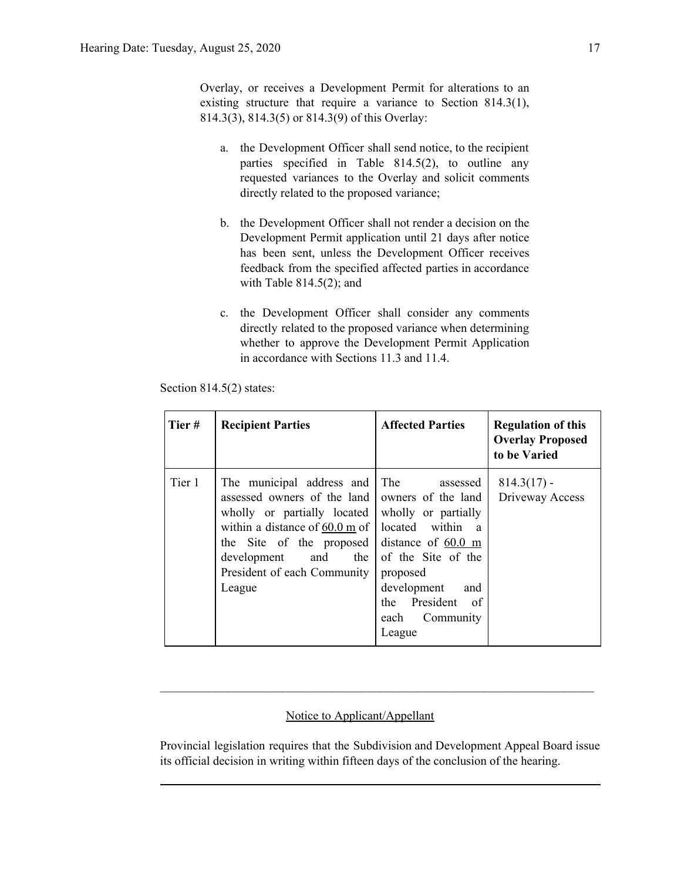Overlay, or receives a Development Permit for alterations to an existing structure that require a variance to Section 814.3(1), 814.3(3), 814.3(5) or 814.3(9) of this Overlay:

a. the Development Officer shall send notice, to the recipient parties specified in Table 814.5(2), to outline any requested variances to the Overlay and solicit comments directly related to the proposed variance;

b. the Development Officer shall not render a decision on the Development Permit application until 21 days after notice has been sent, unless the Development Officer receives feedback from the specified affected parties in accordance with Table 814.5(2); and

c. the Development Officer shall consider any comments directly related to the proposed variance when determining whether to approve the Development Permit Application in accordance with Sections 11.3 and 11.4.

Section 814.5(2) states:

| Tier # | Recipient Parties | Affected Parties | Regulation of this Overlay Proposed to be Varied |
|---|---|---|---|
| Tier 1 | The municipal address and assessed owners of the land wholly or partially located within a distance of 60.0 m of the Site of the proposed development and the President of each Community League | The assessed owners of the land wholly or partially located within a distance of 60.0 m of the Site of the proposed development and the President of each Community League | 814.3(17) - Driveway Access |

---

Notice to Applicant/Appellant

Provincial legislation requires that the Subdivision and Development Appeal Board issue its official decision in writing within fifteen days of the conclusion of the hearing.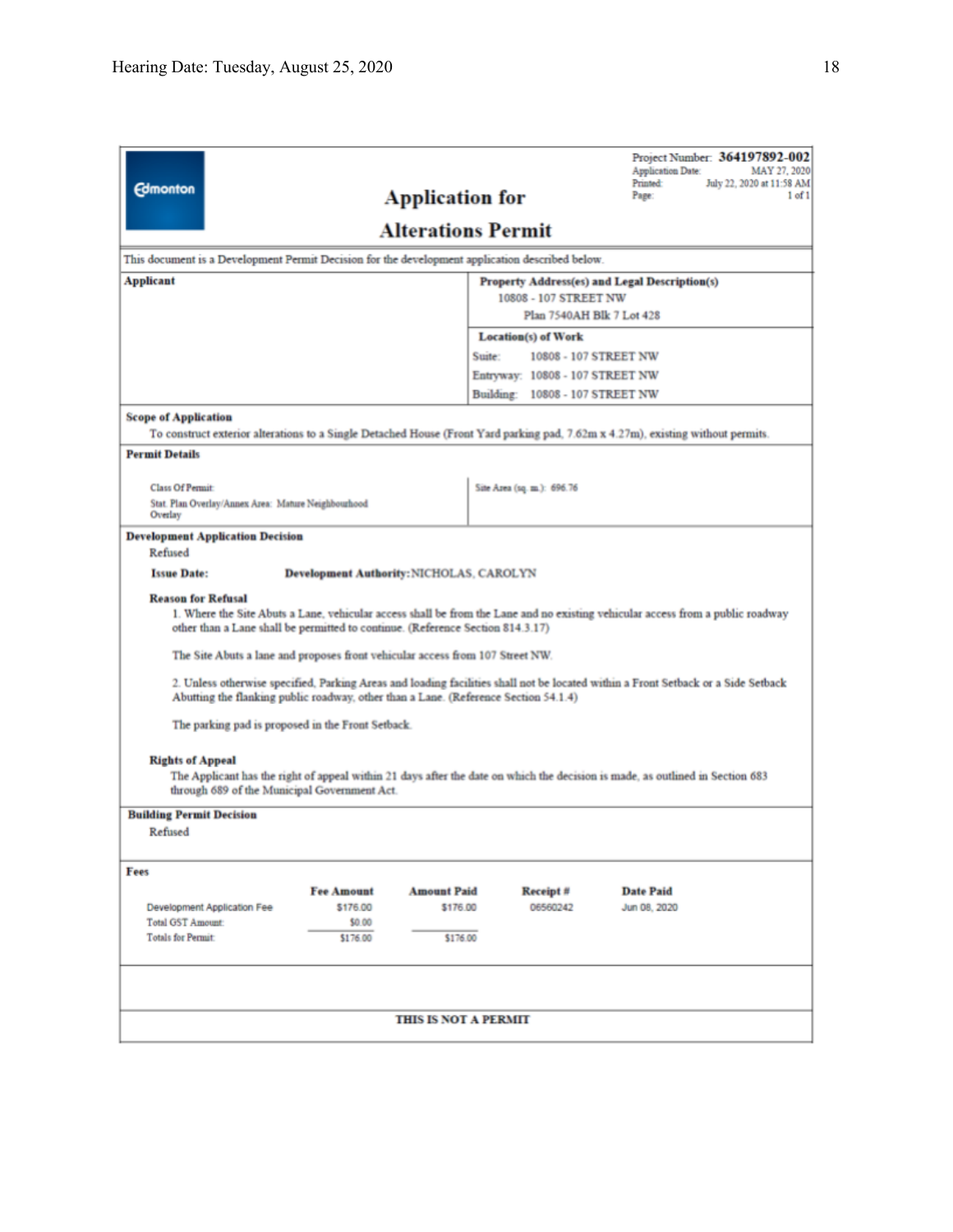Project Number: **364197892-002**
Application Date: MAY 27, 2020
Printed: July 22, 2020 at 11:58 AM
Page: 1 of 1

# Application for Alterations Permit

This document is a Development Permit Decision for the development application described below.

| **Applicant** | **Property Address(es) and Legal Description(s)** |
|---|---|
| | 10808 - 107 STREET NW<br>Plan 7540AH Blk 7 Lot 428 |
| | **Location(s) of Work**<br>Suite: 10808 - 107 STREET NW<br>Entryway: 10808 - 107 STREET NW<br>Building: 10808 - 107 STREET NW |

**Scope of Application**

To construct exterior alterations to a Single Detached House (Front Yard parking pad, 7.62m x 4.27m), existing without permits.

**Permit Details**

| | |
|---|---|
| Class Of Permit:<br>Stat. Plan Overlay/Annex Area: Mature Neighbourhood Overlay | Site Area (sq. m.): 696.76 |

**Development Application Decision**

Refused

**Issue Date:** **Development Authority:** NICHOLAS, CAROLYN

**Reason for Refusal**

1. Where the Site Abuts a Lane, vehicular access shall be from the Lane and no existing vehicular access from a public roadway other than a Lane shall be permitted to continue. (Reference Section 814.3.17)

   The Site Abuts a lane and proposes front vehicular access from 107 Street NW.

2. Unless otherwise specified, Parking Areas and loading facilities shall not be located within a Front Setback or a Side Setback Abutting the flanking public roadway, other than a Lane. (Reference Section 54.1.4)

   The parking pad is proposed in the Front Setback.

**Rights of Appeal**

The Applicant has the right of appeal within 21 days after the date on which the decision is made, as outlined in Section 683 through 689 of the Municipal Government Act.

**Building Permit Decision**

Refused

**Fees**

| | Fee Amount | Amount Paid | Receipt # | Date Paid |
|---|---|---|---|---|
| Development Application Fee | $176.00 | $176.00 | 06560242 | Jun 08, 2020 |
| Total GST Amount: | $0.00 | | | |
| Totals for Permit: | $176.00 | $176.00 | | |

**THIS IS NOT A PERMIT**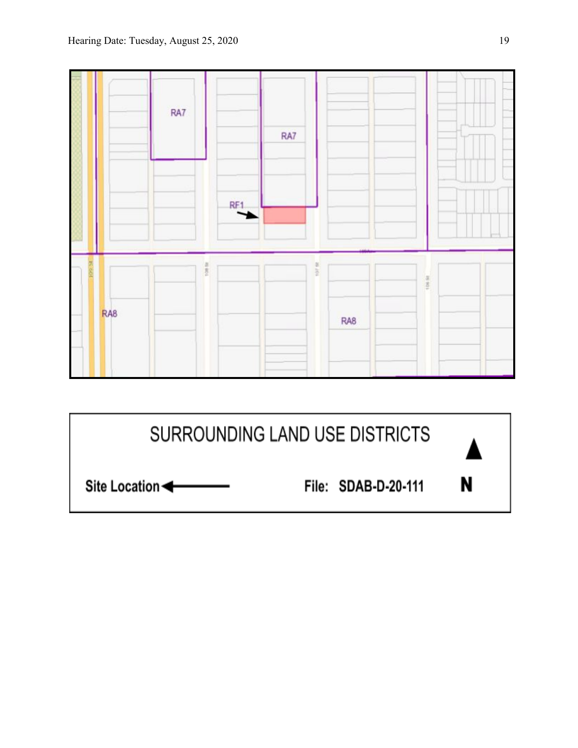RA7

RA7

RF1

RA8

RA8

109 St

108 St

107 St

106 St

SURROUNDING LAND USE DISTRICTS

Site Location

File: SDAB-D-20-111

N